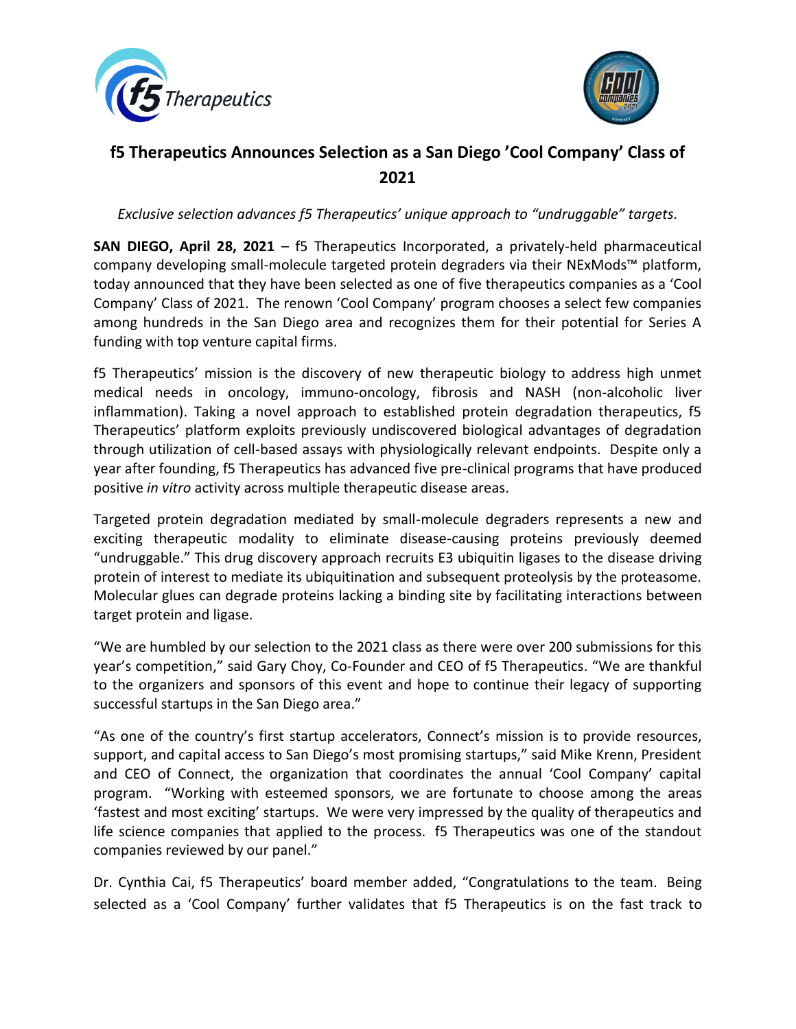# f5 Therapeutics Announces Selection as a San Diego 'Cool Company' Class of 2021

*Exclusive selection advances f5 Therapeutics' unique approach to "undruggable" targets.*

**SAN DIEGO, April 28, 2021** – f5 Therapeutics Incorporated, a privately-held pharmaceutical company developing small-molecule targeted protein degraders via their NExMods™ platform, today announced that they have been selected as one of five therapeutics companies as a 'Cool Company' Class of 2021. The renown 'Cool Company' program chooses a select few companies among hundreds in the San Diego area and recognizes them for their potential for Series A funding with top venture capital firms.

f5 Therapeutics' mission is the discovery of new therapeutic biology to address high unmet medical needs in oncology, immuno-oncology, fibrosis and NASH (non-alcoholic liver inflammation). Taking a novel approach to established protein degradation therapeutics, f5 Therapeutics' platform exploits previously undiscovered biological advantages of degradation through utilization of cell-based assays with physiologically relevant endpoints. Despite only a year after founding, f5 Therapeutics has advanced five pre-clinical programs that have produced positive *in vitro* activity across multiple therapeutic disease areas.

Targeted protein degradation mediated by small-molecule degraders represents a new and exciting therapeutic modality to eliminate disease-causing proteins previously deemed "undruggable." This drug discovery approach recruits E3 ubiquitin ligases to the disease driving protein of interest to mediate its ubiquitination and subsequent proteolysis by the proteasome. Molecular glues can degrade proteins lacking a binding site by facilitating interactions between target protein and ligase.

"We are humbled by our selection to the 2021 class as there were over 200 submissions for this year's competition," said Gary Choy, Co-Founder and CEO of f5 Therapeutics. "We are thankful to the organizers and sponsors of this event and hope to continue their legacy of supporting successful startups in the San Diego area."

"As one of the country's first startup accelerators, Connect's mission is to provide resources, support, and capital access to San Diego's most promising startups," said Mike Krenn, President and CEO of Connect, the organization that coordinates the annual 'Cool Company' capital program. "Working with esteemed sponsors, we are fortunate to choose among the areas 'fastest and most exciting' startups. We were very impressed by the quality of therapeutics and life science companies that applied to the process. f5 Therapeutics was one of the standout companies reviewed by our panel."

Dr. Cynthia Cai, f5 Therapeutics' board member added, "Congratulations to the team. Being selected as a 'Cool Company' further validates that f5 Therapeutics is on the fast track to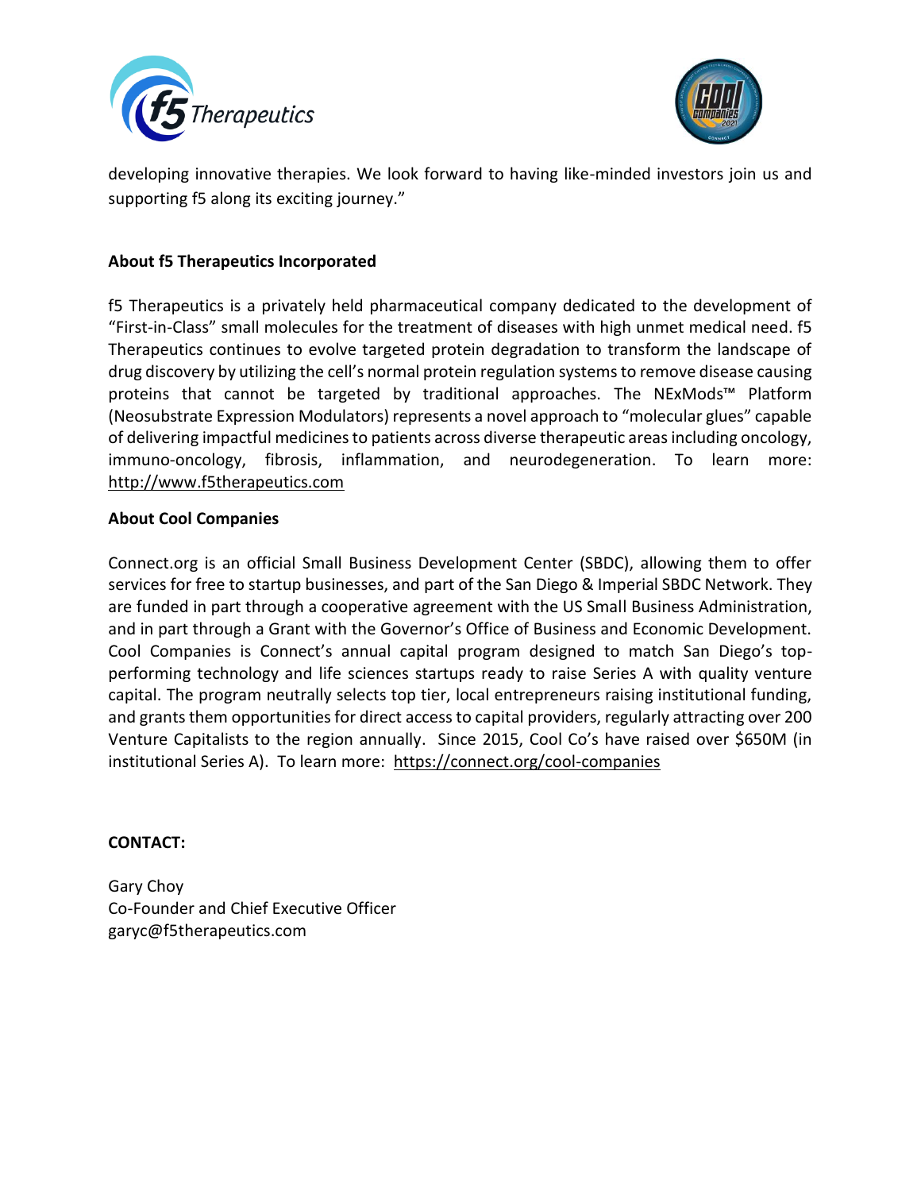developing innovative therapies. We look forward to having like-minded investors join us and supporting f5 along its exciting journey."

**About f5 Therapeutics Incorporated**

f5 Therapeutics is a privately held pharmaceutical company dedicated to the development of "First-in-Class" small molecules for the treatment of diseases with high unmet medical need. f5 Therapeutics continues to evolve targeted protein degradation to transform the landscape of drug discovery by utilizing the cell's normal protein regulation systems to remove disease causing proteins that cannot be targeted by traditional approaches. The NExMods™ Platform (Neosubstrate Expression Modulators) represents a novel approach to "molecular glues" capable of delivering impactful medicines to patients across diverse therapeutic areas including oncology, immuno-oncology, fibrosis, inflammation, and neurodegeneration. To learn more: http://www.f5therapeutics.com

**About Cool Companies**

Connect.org is an official Small Business Development Center (SBDC), allowing them to offer services for free to startup businesses, and part of the San Diego & Imperial SBDC Network. They are funded in part through a cooperative agreement with the US Small Business Administration, and in part through a Grant with the Governor's Office of Business and Economic Development. Cool Companies is Connect's annual capital program designed to match San Diego's top-performing technology and life sciences startups ready to raise Series A with quality venture capital. The program neutrally selects top tier, local entrepreneurs raising institutional funding, and grants them opportunities for direct access to capital providers, regularly attracting over 200 Venture Capitalists to the region annually. Since 2015, Cool Co's have raised over $650M (in institutional Series A). To learn more: https://connect.org/cool-companies

**CONTACT:**

Gary Choy
Co-Founder and Chief Executive Officer
garyc@f5therapeutics.com